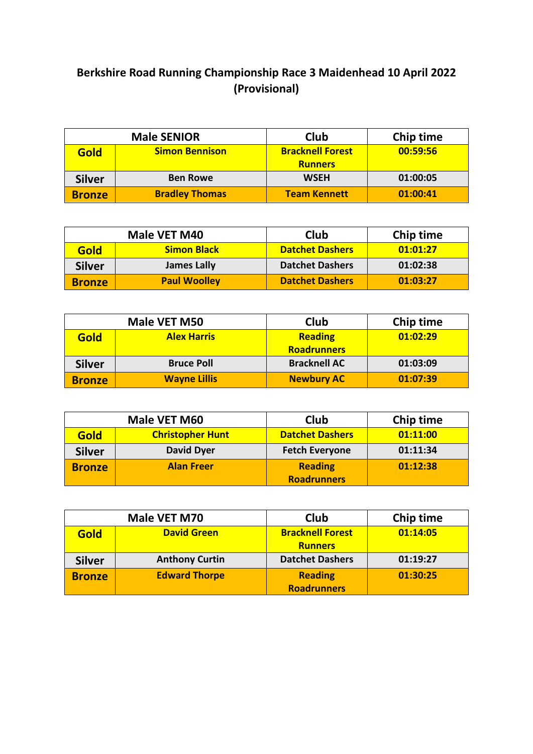# Berkshire Road Running Championship Race 3 Maidenhead 10 April 2022 (Provisional)

| Male SENIOR | | Club | Chip time |
|---|---|---|---|
| **Gold** | **Simon Bennison** | **Bracknell Forest Runners** | **00:59:56** |
| **Silver** | **Ben Rowe** | **WSEH** | **01:00:05** |
| **Bronze** | **Bradley Thomas** | **Team Kennett** | **01:00:41** |

| Male VET M40 | | Club | Chip time |
|---|---|---|---|
| **Gold** | **Simon Black** | **Datchet Dashers** | **01:01:27** |
| **Silver** | **James Lally** | **Datchet Dashers** | **01:02:38** |
| **Bronze** | **Paul Woolley** | **Datchet Dashers** | **01:03:27** |

| Male VET M50 | | Club | Chip time |
|---|---|---|---|
| **Gold** | **Alex Harris** | **Reading Roadrunners** | **01:02:29** |
| **Silver** | **Bruce Poll** | **Bracknell AC** | **01:03:09** |
| **Bronze** | **Wayne Lillis** | **Newbury AC** | **01:07:39** |

| Male VET M60 | | Club | Chip time |
|---|---|---|---|
| **Gold** | **Christopher Hunt** | **Datchet Dashers** | **01:11:00** |
| **Silver** | **David Dyer** | **Fetch Everyone** | **01:11:34** |
| **Bronze** | **Alan Freer** | **Reading Roadrunners** | **01:12:38** |

| Male VET M70 | | Club | Chip time |
|---|---|---|---|
| **Gold** | **David Green** | **Bracknell Forest Runners** | **01:14:05** |
| **Silver** | **Anthony Curtin** | **Datchet Dashers** | **01:19:27** |
| **Bronze** | **Edward Thorpe** | **Reading Roadrunners** | **01:30:25** |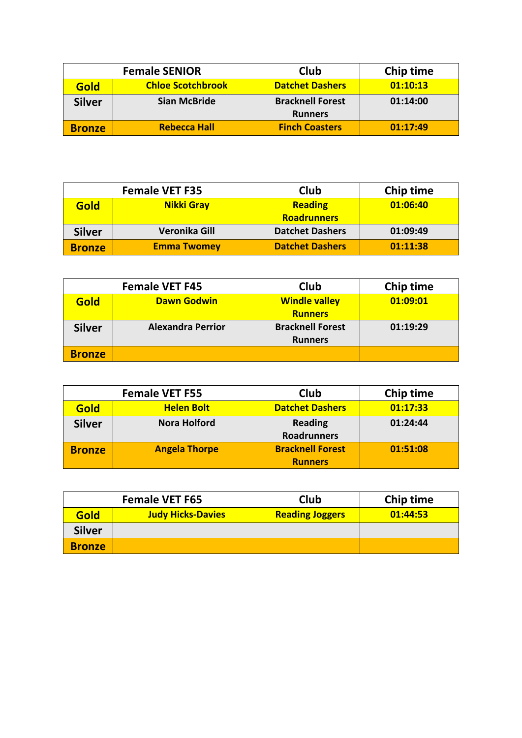| | Female SENIOR | Club | Chip time |
|---|---|---|---|
| **Gold** | **Chloe Scotchbrook** | **Datchet Dashers** | **01:10:13** |
| **Silver** | **Sian McBride** | **Bracknell Forest Runners** | **01:14:00** |
| **Bronze** | **Rebecca Hall** | **Finch Coasters** | **01:17:49** |

| | Female VET F35 | Club | Chip time |
|---|---|---|---|
| **Gold** | **Nikki Gray** | **Reading Roadrunners** | **01:06:40** |
| **Silver** | **Veronika Gill** | **Datchet Dashers** | **01:09:49** |
| **Bronze** | **Emma Twomey** | **Datchet Dashers** | **01:11:38** |

| | Female VET F45 | Club | Chip time |
|---|---|---|---|
| **Gold** | **Dawn Godwin** | **Windle valley Runners** | **01:09:01** |
| **Silver** | **Alexandra Perrior** | **Bracknell Forest Runners** | **01:19:29** |
| **Bronze** | | | |

| | Female VET F55 | Club | Chip time |
|---|---|---|---|
| **Gold** | **Helen Bolt** | **Datchet Dashers** | **01:17:33** |
| **Silver** | **Nora Holford** | **Reading Roadrunners** | **01:24:44** |
| **Bronze** | **Angela Thorpe** | **Bracknell Forest Runners** | **01:51:08** |

| | Female VET F65 | Club | Chip time |
|---|---|---|---|
| **Gold** | **Judy Hicks-Davies** | **Reading Joggers** | **01:44:53** |
| **Silver** | | | |
| **Bronze** | | | |